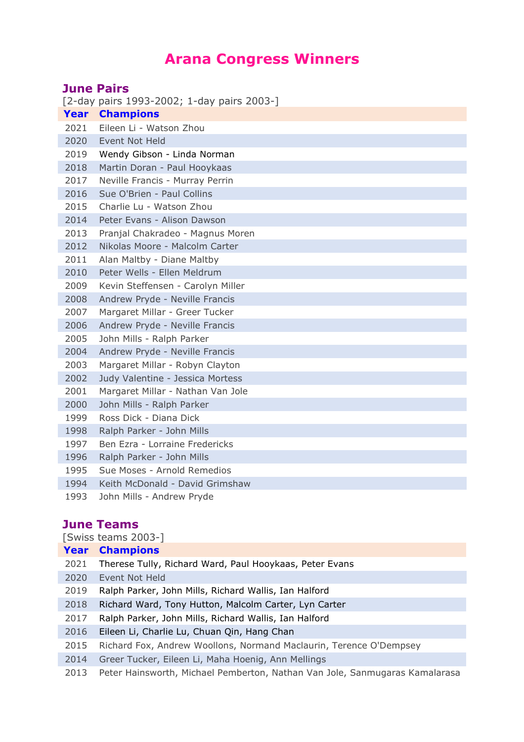# Arana Congress Winners

## June Pairs

[2-day pairs 1993-2002; 1-day pairs 2003-]

| Year | Champions |
|---|---|
| 2021 | Eileen Li - Watson Zhou |
| 2020 | Event Not Held |
| 2019 | Wendy Gibson - Linda Norman |
| 2018 | Martin Doran - Paul Hooykaas |
| 2017 | Neville Francis - Murray Perrin |
| 2016 | Sue O'Brien - Paul Collins |
| 2015 | Charlie Lu - Watson Zhou |
| 2014 | Peter Evans - Alison Dawson |
| 2013 | Pranjal Chakradeo - Magnus Moren |
| 2012 | Nikolas Moore - Malcolm Carter |
| 2011 | Alan Maltby - Diane Maltby |
| 2010 | Peter Wells - Ellen Meldrum |
| 2009 | Kevin Steffensen - Carolyn Miller |
| 2008 | Andrew Pryde - Neville Francis |
| 2007 | Margaret Millar - Greer Tucker |
| 2006 | Andrew Pryde - Neville Francis |
| 2005 | John Mills - Ralph Parker |
| 2004 | Andrew Pryde - Neville Francis |
| 2003 | Margaret Millar - Robyn Clayton |
| 2002 | Judy Valentine - Jessica Mortess |
| 2001 | Margaret Millar - Nathan Van Jole |
| 2000 | John Mills - Ralph Parker |
| 1999 | Ross Dick - Diana Dick |
| 1998 | Ralph Parker - John Mills |
| 1997 | Ben Ezra - Lorraine Fredericks |
| 1996 | Ralph Parker - John Mills |
| 1995 | Sue Moses - Arnold Remedios |
| 1994 | Keith McDonald - David Grimshaw |
| 1993 | John Mills - Andrew Pryde |

## June Teams

[Swiss teams 2003-]

| Year | Champions |
|---|---|
| 2021 | Therese Tully, Richard Ward, Paul Hooykaas, Peter Evans |
| 2020 | Event Not Held |
| 2019 | Ralph Parker, John Mills, Richard Wallis, Ian Halford |
| 2018 | Richard Ward, Tony Hutton, Malcolm Carter, Lyn Carter |
| 2017 | Ralph Parker, John Mills, Richard Wallis, Ian Halford |
| 2016 | Eileen Li, Charlie Lu, Chuan Qin, Hang Chan |
| 2015 | Richard Fox, Andrew Woollons, Normand Maclaurin, Terence O'Dempsey |
| 2014 | Greer Tucker, Eileen Li, Maha Hoenig, Ann Mellings |
| 2013 | Peter Hainsworth, Michael Pemberton, Nathan Van Jole, Sanmugaras Kamalarasa |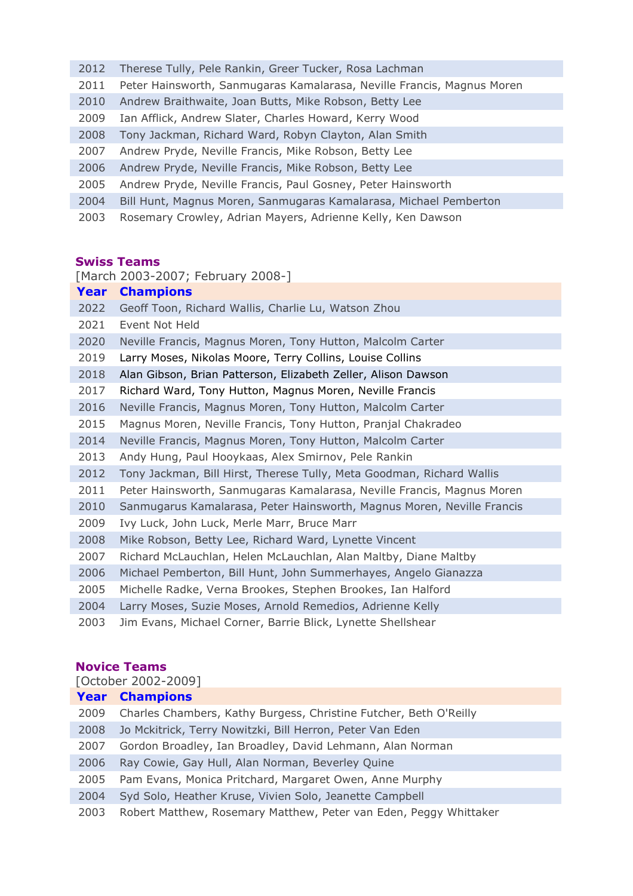| | |
|---|---|
| 2012 | Therese Tully, Pele Rankin, Greer Tucker, Rosa Lachman |
| 2011 | Peter Hainsworth, Sanmugaras Kamalarasa, Neville Francis, Magnus Moren |
| 2010 | Andrew Braithwaite, Joan Butts, Mike Robson, Betty Lee |
| 2009 | Ian Afflick, Andrew Slater, Charles Howard, Kerry Wood |
| 2008 | Tony Jackman, Richard Ward, Robyn Clayton, Alan Smith |
| 2007 | Andrew Pryde, Neville Francis, Mike Robson, Betty Lee |
| 2006 | Andrew Pryde, Neville Francis, Mike Robson, Betty Lee |
| 2005 | Andrew Pryde, Neville Francis, Paul Gosney, Peter Hainsworth |
| 2004 | Bill Hunt, Magnus Moren, Sanmugaras Kamalarasa, Michael Pemberton |
| 2003 | Rosemary Crowley, Adrian Mayers, Adrienne Kelly, Ken Dawson |

## Swiss Teams

[March 2003-2007; February 2008-]

| Year | Champions |
|---|---|
| 2022 | Geoff Toon, Richard Wallis, Charlie Lu, Watson Zhou |
| 2021 | Event Not Held |
| 2020 | Neville Francis, Magnus Moren, Tony Hutton, Malcolm Carter |
| 2019 | Larry Moses, Nikolas Moore, Terry Collins, Louise Collins |
| 2018 | Alan Gibson, Brian Patterson, Elizabeth Zeller, Alison Dawson |
| 2017 | Richard Ward, Tony Hutton, Magnus Moren, Neville Francis |
| 2016 | Neville Francis, Magnus Moren, Tony Hutton, Malcolm Carter |
| 2015 | Magnus Moren, Neville Francis, Tony Hutton, Pranjal Chakradeo |
| 2014 | Neville Francis, Magnus Moren, Tony Hutton, Malcolm Carter |
| 2013 | Andy Hung, Paul Hooykaas, Alex Smirnov, Pele Rankin |
| 2012 | Tony Jackman, Bill Hirst, Therese Tully, Meta Goodman, Richard Wallis |
| 2011 | Peter Hainsworth, Sanmugaras Kamalarasa, Neville Francis, Magnus Moren |
| 2010 | Sanmugarus Kamalarasa, Peter Hainsworth, Magnus Moren, Neville Francis |
| 2009 | Ivy Luck, John Luck, Merle Marr, Bruce Marr |
| 2008 | Mike Robson, Betty Lee, Richard Ward, Lynette Vincent |
| 2007 | Richard McLauchlan, Helen McLauchlan, Alan Maltby, Diane Maltby |
| 2006 | Michael Pemberton, Bill Hunt, John Summerhayes, Angelo Gianazza |
| 2005 | Michelle Radke, Verna Brookes, Stephen Brookes, Ian Halford |
| 2004 | Larry Moses, Suzie Moses, Arnold Remedios, Adrienne Kelly |
| 2003 | Jim Evans, Michael Corner, Barrie Blick, Lynette Shellshear |

## Novice Teams

[October 2002-2009]

| Year | Champions |
|---|---|
| 2009 | Charles Chambers, Kathy Burgess, Christine Futcher, Beth O'Reilly |
| 2008 | Jo Mckitrick, Terry Nowitzki, Bill Herron, Peter Van Eden |
| 2007 | Gordon Broadley, Ian Broadley, David Lehmann, Alan Norman |
| 2006 | Ray Cowie, Gay Hull, Alan Norman, Beverley Quine |
| 2005 | Pam Evans, Monica Pritchard, Margaret Owen, Anne Murphy |
| 2004 | Syd Solo, Heather Kruse, Vivien Solo, Jeanette Campbell |
| 2003 | Robert Matthew, Rosemary Matthew, Peter van Eden, Peggy Whittaker |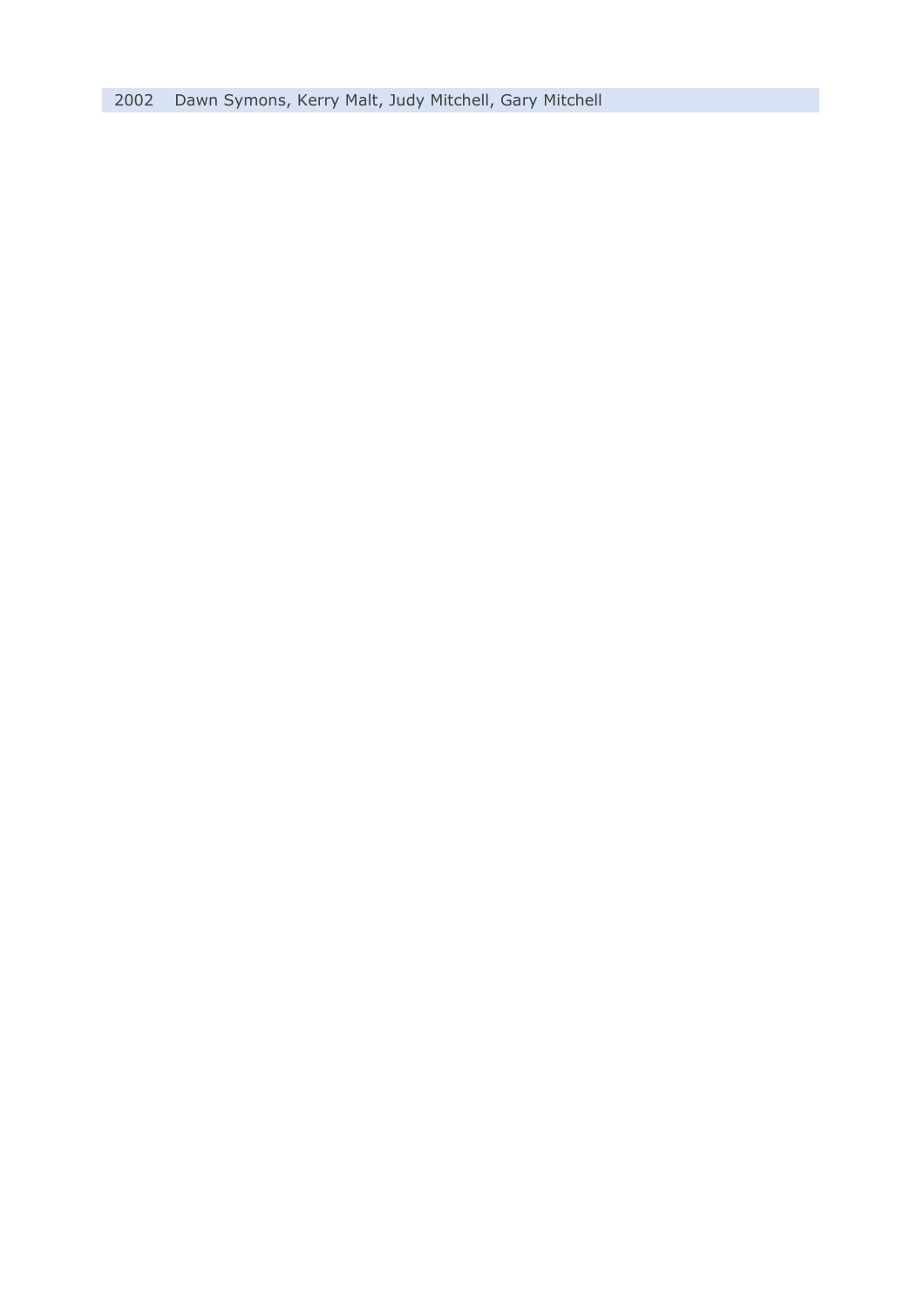| | |
|---|---|
| 2002 | Dawn Symons, Kerry Malt, Judy Mitchell, Gary Mitchell |